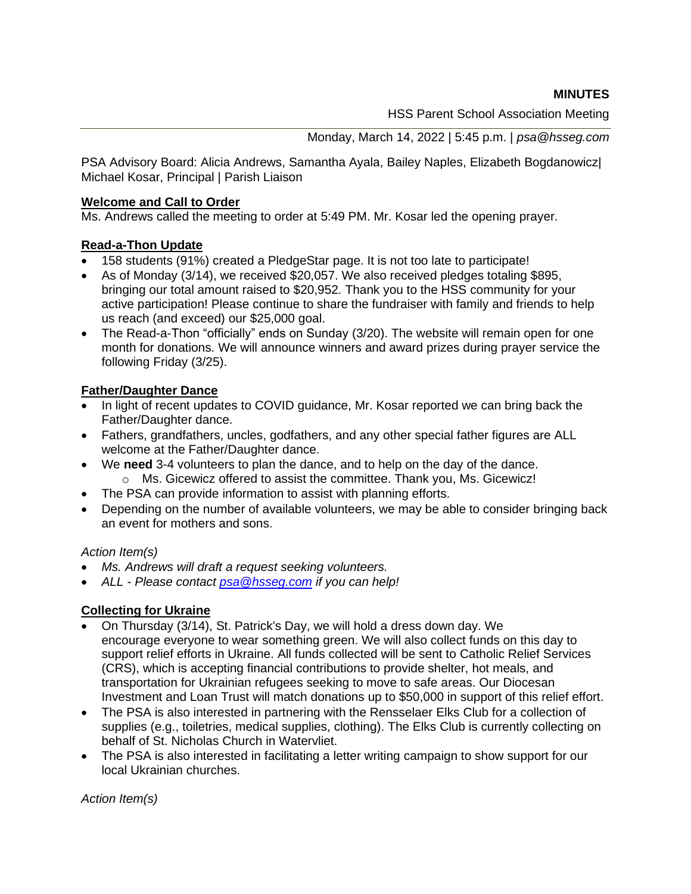**MINUTES**

HSS Parent School Association Meeting

Monday, March 14, 2022 | 5:45 p.m. | *psa@hsseg.com*

PSA Advisory Board: Alicia Andrews, Samantha Ayala, Bailey Naples, Elizabeth Bogdanowicz| Michael Kosar, Principal | Parish Liaison

## Welcome and Call to Order

Ms. Andrews called the meeting to order at 5:49 PM. Mr. Kosar led the opening prayer.

## Read-a-Thon Update

- 158 students (91%) created a PledgeStar page. It is not too late to participate!
- As of Monday (3/14), we received $20,057. We also received pledges totaling $895, bringing our total amount raised to $20,952. Thank you to the HSS community for your active participation! Please continue to share the fundraiser with family and friends to help us reach (and exceed) our $25,000 goal.
- The Read-a-Thon "officially" ends on Sunday (3/20). The website will remain open for one month for donations. We will announce winners and award prizes during prayer service the following Friday (3/25).

## Father/Daughter Dance

- In light of recent updates to COVID guidance, Mr. Kosar reported we can bring back the Father/Daughter dance.
- Fathers, grandfathers, uncles, godfathers, and any other special father figures are ALL welcome at the Father/Daughter dance.
- We **need** 3-4 volunteers to plan the dance, and to help on the day of the dance.
  - Ms. Gicewicz offered to assist the committee. Thank you, Ms. Gicewicz!
- The PSA can provide information to assist with planning efforts.
- Depending on the number of available volunteers, we may be able to consider bringing back an event for mothers and sons.

*Action Item(s)*

- *Ms. Andrews will draft a request seeking volunteers.*
- *ALL - Please contact psa@hsseg.com if you can help!*

## Collecting for Ukraine

- On Thursday (3/14), St. Patrick's Day, we will hold a dress down day. We encourage everyone to wear something green. We will also collect funds on this day to support relief efforts in Ukraine. All funds collected will be sent to Catholic Relief Services (CRS), which is accepting financial contributions to provide shelter, hot meals, and transportation for Ukrainian refugees seeking to move to safe areas. Our Diocesan Investment and Loan Trust will match donations up to $50,000 in support of this relief effort.
- The PSA is also interested in partnering with the Rensselaer Elks Club for a collection of supplies (e.g., toiletries, medical supplies, clothing). The Elks Club is currently collecting on behalf of St. Nicholas Church in Watervliet.
- The PSA is also interested in facilitating a letter writing campaign to show support for our local Ukrainian churches.

*Action Item(s)*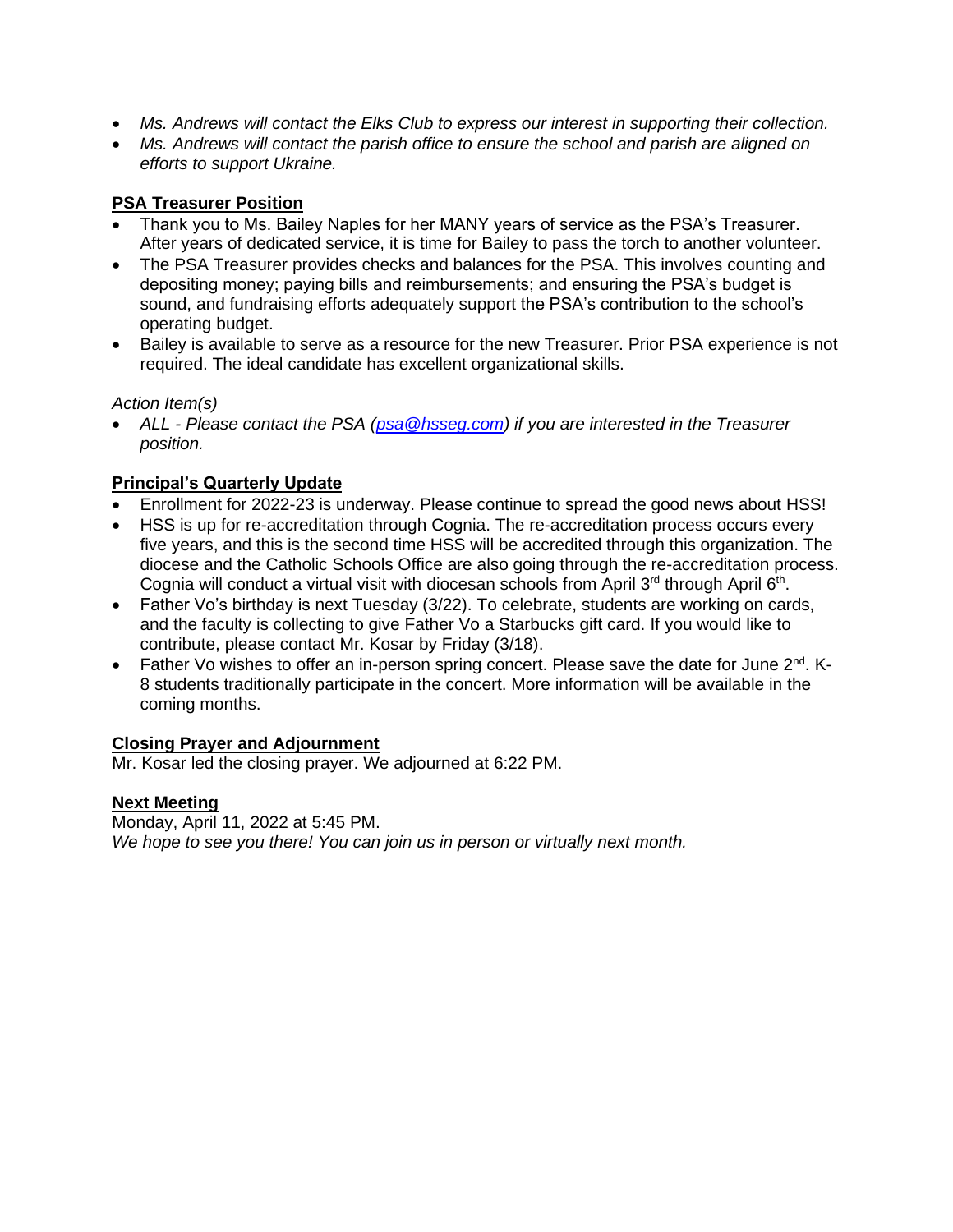- *Ms. Andrews will contact the Elks Club to express our interest in supporting their collection.*
- *Ms. Andrews will contact the parish office to ensure the school and parish are aligned on efforts to support Ukraine.*

**PSA Treasurer Position**

- Thank you to Ms. Bailey Naples for her MANY years of service as the PSA's Treasurer. After years of dedicated service, it is time for Bailey to pass the torch to another volunteer.
- The PSA Treasurer provides checks and balances for the PSA. This involves counting and depositing money; paying bills and reimbursements; and ensuring the PSA's budget is sound, and fundraising efforts adequately support the PSA's contribution to the school's operating budget.
- Bailey is available to serve as a resource for the new Treasurer. Prior PSA experience is not required. The ideal candidate has excellent organizational skills.

*Action Item(s)*

- *ALL - Please contact the PSA ([psa@hsseg.com](mailto:psa@hsseg.com)) if you are interested in the Treasurer position.*

**Principal's Quarterly Update**

- Enrollment for 2022-23 is underway. Please continue to spread the good news about HSS!
- HSS is up for re-accreditation through Cognia. The re-accreditation process occurs every five years, and this is the second time HSS will be accredited through this organization. The diocese and the Catholic Schools Office are also going through the re-accreditation process. Cognia will conduct a virtual visit with diocesan schools from April 3rd through April 6th.
- Father Vo's birthday is next Tuesday (3/22). To celebrate, students are working on cards, and the faculty is collecting to give Father Vo a Starbucks gift card. If you would like to contribute, please contact Mr. Kosar by Friday (3/18).
- Father Vo wishes to offer an in-person spring concert. Please save the date for June 2nd. K-8 students traditionally participate in the concert. More information will be available in the coming months.

**Closing Prayer and Adjournment**

Mr. Kosar led the closing prayer. We adjourned at 6:22 PM.

**Next Meeting**

Monday, April 11, 2022 at 5:45 PM.
*We hope to see you there! You can join us in person or virtually next month.*